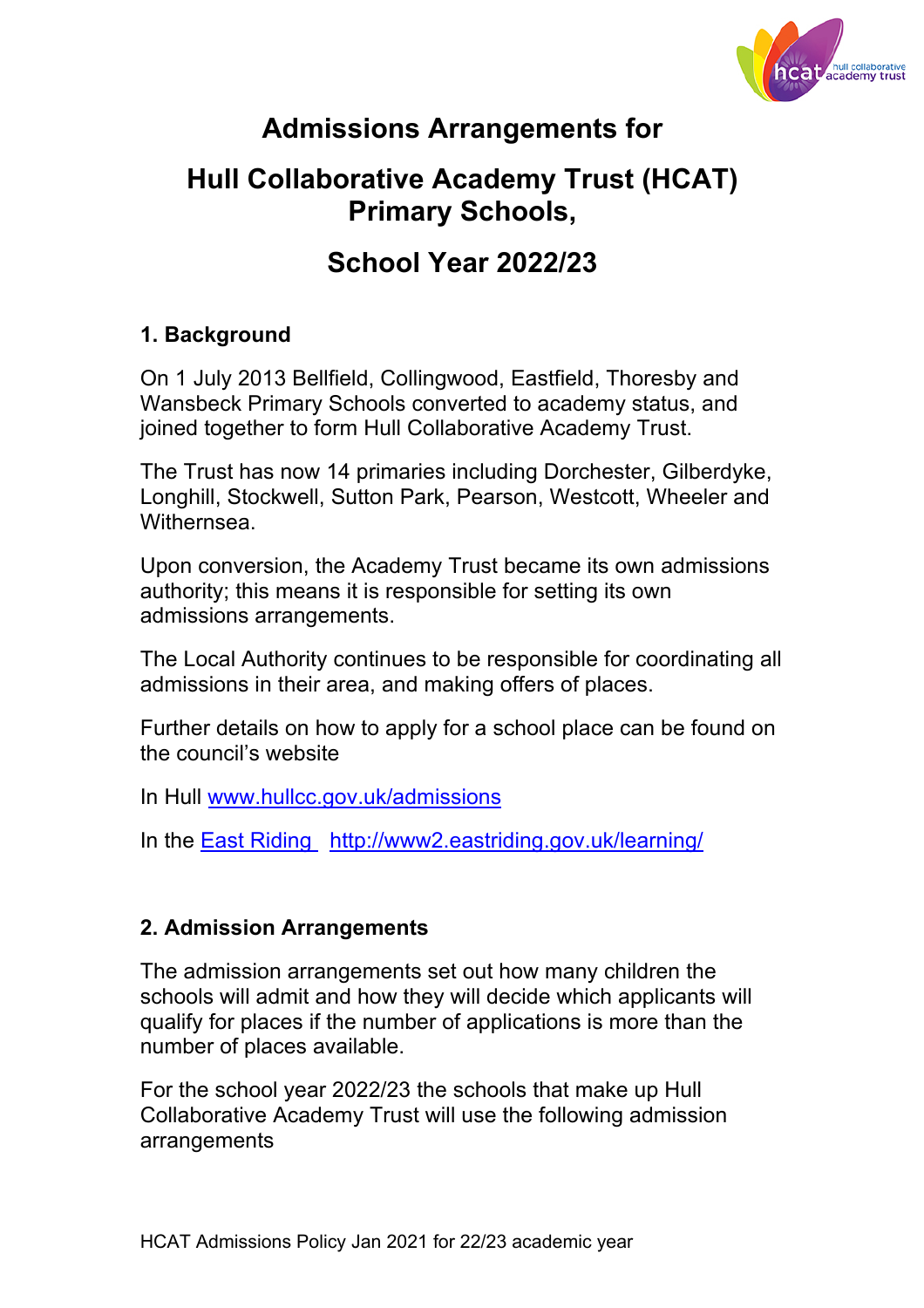# Admissions Arrangements for

# Hull Collaborative Academy Trust (HCAT) Primary Schools,

# School Year 2022/23

## 1. Background

On 1 July 2013 Bellfield, Collingwood, Eastfield, Thoresby and Wansbeck Primary Schools converted to academy status, and joined together to form Hull Collaborative Academy Trust.

The Trust has now 14 primaries including Dorchester, Gilberdyke, Longhill, Stockwell, Sutton Park, Pearson, Westcott, Wheeler and Withernsea.

Upon conversion, the Academy Trust became its own admissions authority; this means it is responsible for setting its own admissions arrangements.

The Local Authority continues to be responsible for coordinating all admissions in their area, and making offers of places.

Further details on how to apply for a school place can be found on the council's website

In Hull [www.hullcc.gov.uk/admissions](www.hullcc.gov.uk/admissions)

In the East Riding [http://www2.eastriding.gov.uk/learning/](http://www2.eastriding.gov.uk/learning/)

## 2. Admission Arrangements

The admission arrangements set out how many children the schools will admit and how they will decide which applicants will qualify for places if the number of applications is more than the number of places available.

For the school year 2022/23 the schools that make up Hull Collaborative Academy Trust will use the following admission arrangements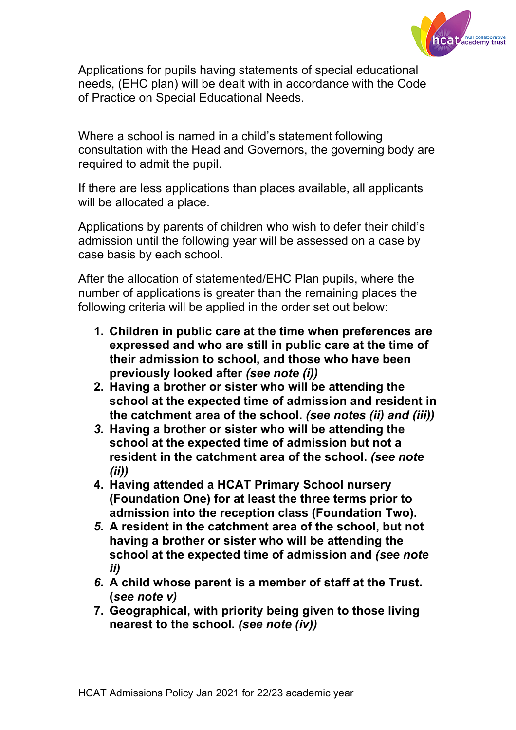Applications for pupils having statements of special educational needs, (EHC plan) will be dealt with in accordance with the Code of Practice on Special Educational Needs.

Where a school is named in a child's statement following consultation with the Head and Governors, the governing body are required to admit the pupil.

If there are less applications than places available, all applicants will be allocated a place.

Applications by parents of children who wish to defer their child's admission until the following year will be assessed on a case by case basis by each school.

After the allocation of statemented/EHC Plan pupils, where the number of applications is greater than the remaining places the following criteria will be applied in the order set out below:

1. **Children in public care at the time when preferences are expressed and who are still in public care at the time of their admission to school, and those who have been previously looked after *(see note (i))***
2. **Having a brother or sister who will be attending the school at the expected time of admission and resident in the catchment area of the school. *(see notes (ii) and (iii))***
3. **Having a brother or sister who will be attending the school at the expected time of admission but not a resident in the catchment area of the school. *(see note (ii))***
4. **Having attended a HCAT Primary School nursery (Foundation One) for at least the three terms prior to admission into the reception class (Foundation Two).**
5. **A resident in the catchment area of the school, but not having a brother or sister who will be attending the school at the expected time of admission and *(see note ii)***
6. **A child whose parent is a member of staff at the Trust. (*see note v)***
7. **Geographical, with priority being given to those living nearest to the school. *(see note (iv))***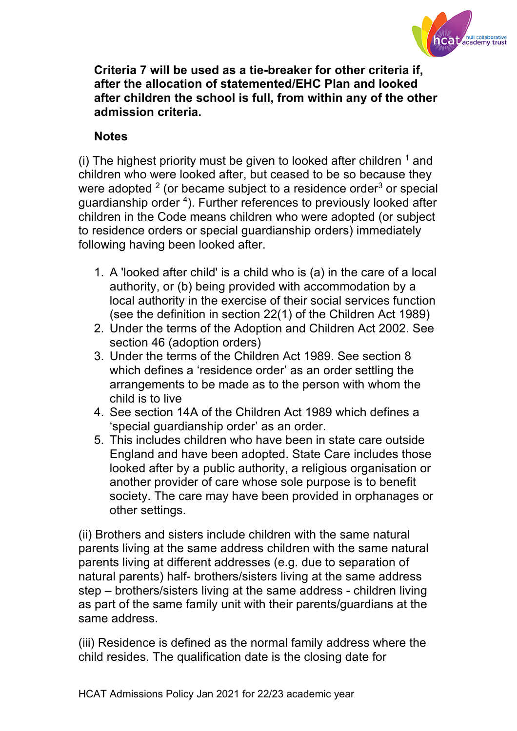**Criteria 7 will be used as a tie-breaker for other criteria if, after the allocation of statemented/EHC Plan and looked after children the school is full, from within any of the other admission criteria.**

**Notes**

(i) The highest priority must be given to looked after children [1] and children who were looked after, but ceased to be so because they were adopted [2] (or became subject to a residence order[3] or special guardianship order [4]). Further references to previously looked after children in the Code means children who were adopted (or subject to residence orders or special guardianship orders) immediately following having been looked after.

1. A 'looked after child' is a child who is (a) in the care of a local authority, or (b) being provided with accommodation by a local authority in the exercise of their social services function (see the definition in section 22(1) of the Children Act 1989)
2. Under the terms of the Adoption and Children Act 2002. See section 46 (adoption orders)
3. Under the terms of the Children Act 1989. See section 8 which defines a 'residence order' as an order settling the arrangements to be made as to the person with whom the child is to live
4. See section 14A of the Children Act 1989 which defines a 'special guardianship order' as an order.
5. This includes children who have been in state care outside England and have been adopted. State Care includes those looked after by a public authority, a religious organisation or another provider of care whose sole purpose is to benefit society. The care may have been provided in orphanages or other settings.

(ii) Brothers and sisters include children with the same natural parents living at the same address children with the same natural parents living at different addresses (e.g. due to separation of natural parents) half- brothers/sisters living at the same address step – brothers/sisters living at the same address - children living as part of the same family unit with their parents/guardians at the same address.

(iii) Residence is defined as the normal family address where the child resides. The qualification date is the closing date for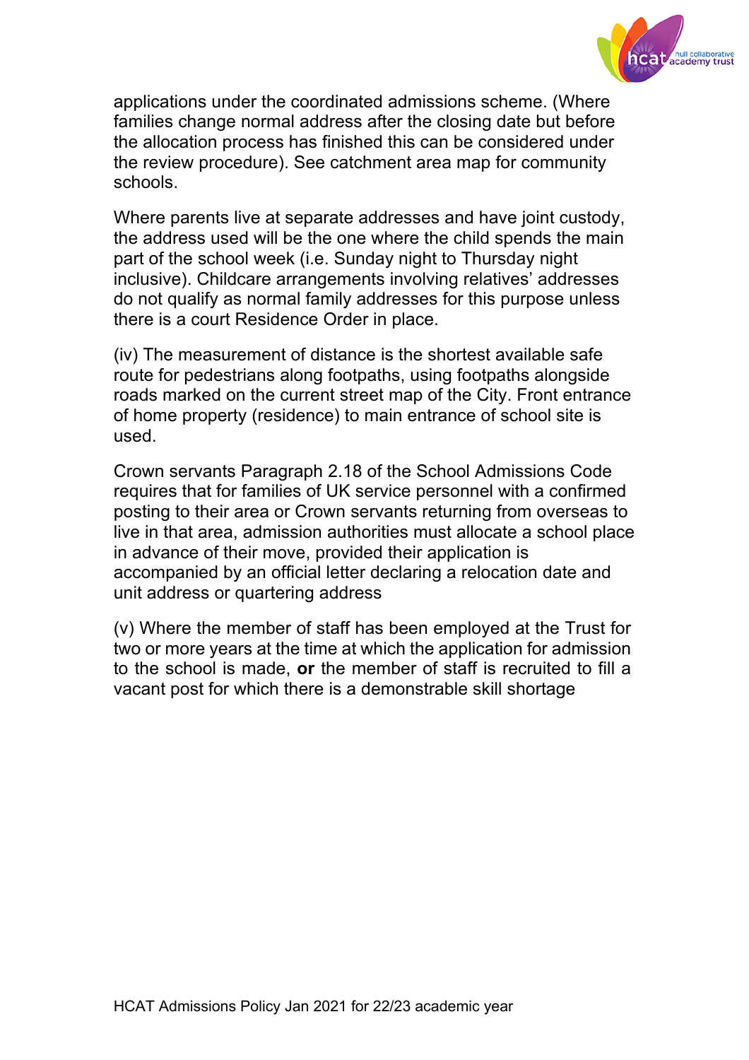applications under the coordinated admissions scheme. (Where families change normal address after the closing date but before the allocation process has finished this can be considered under the review procedure). See catchment area map for community schools.

Where parents live at separate addresses and have joint custody, the address used will be the one where the child spends the main part of the school week (i.e. Sunday night to Thursday night inclusive). Childcare arrangements involving relatives' addresses do not qualify as normal family addresses for this purpose unless there is a court Residence Order in place.

(iv) The measurement of distance is the shortest available safe route for pedestrians along footpaths, using footpaths alongside roads marked on the current street map of the City. Front entrance of home property (residence) to main entrance of school site is used.

Crown servants Paragraph 2.18 of the School Admissions Code requires that for families of UK service personnel with a confirmed posting to their area or Crown servants returning from overseas to live in that area, admission authorities must allocate a school place in advance of their move, provided their application is accompanied by an official letter declaring a relocation date and unit address or quartering address

(v) Where the member of staff has been employed at the Trust for two or more years at the time at which the application for admission to the school is made, **or** the member of staff is recruited to fill a vacant post for which there is a demonstrable skill shortage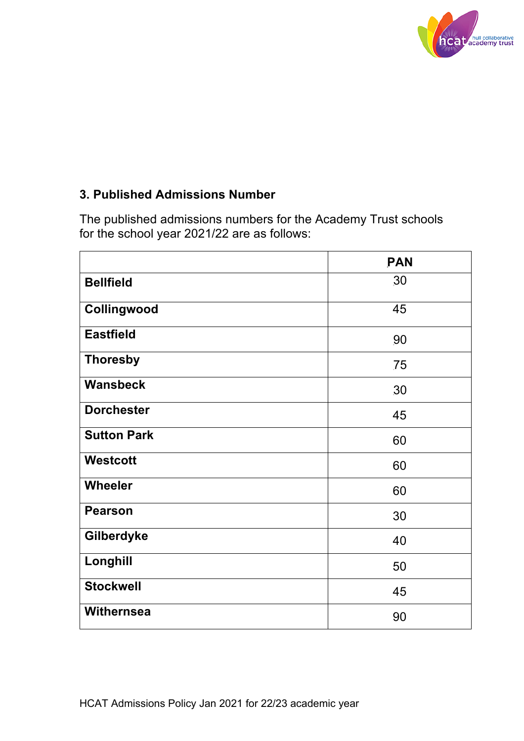### 3. Published Admissions Number

The published admissions numbers for the Academy Trust schools for the school year 2021/22 are as follows:

| | PAN |
|---|---|
| **Bellfield** | 30 |
| **Collingwood** | 45 |
| **Eastfield** | 90 |
| **Thoresby** | 75 |
| **Wansbeck** | 30 |
| **Dorchester** | 45 |
| **Sutton Park** | 60 |
| **Westcott** | 60 |
| **Wheeler** | 60 |
| **Pearson** | 30 |
| **Gilberdyke** | 40 |
| **Longhill** | 50 |
| **Stockwell** | 45 |
| **Withernsea** | 90 |